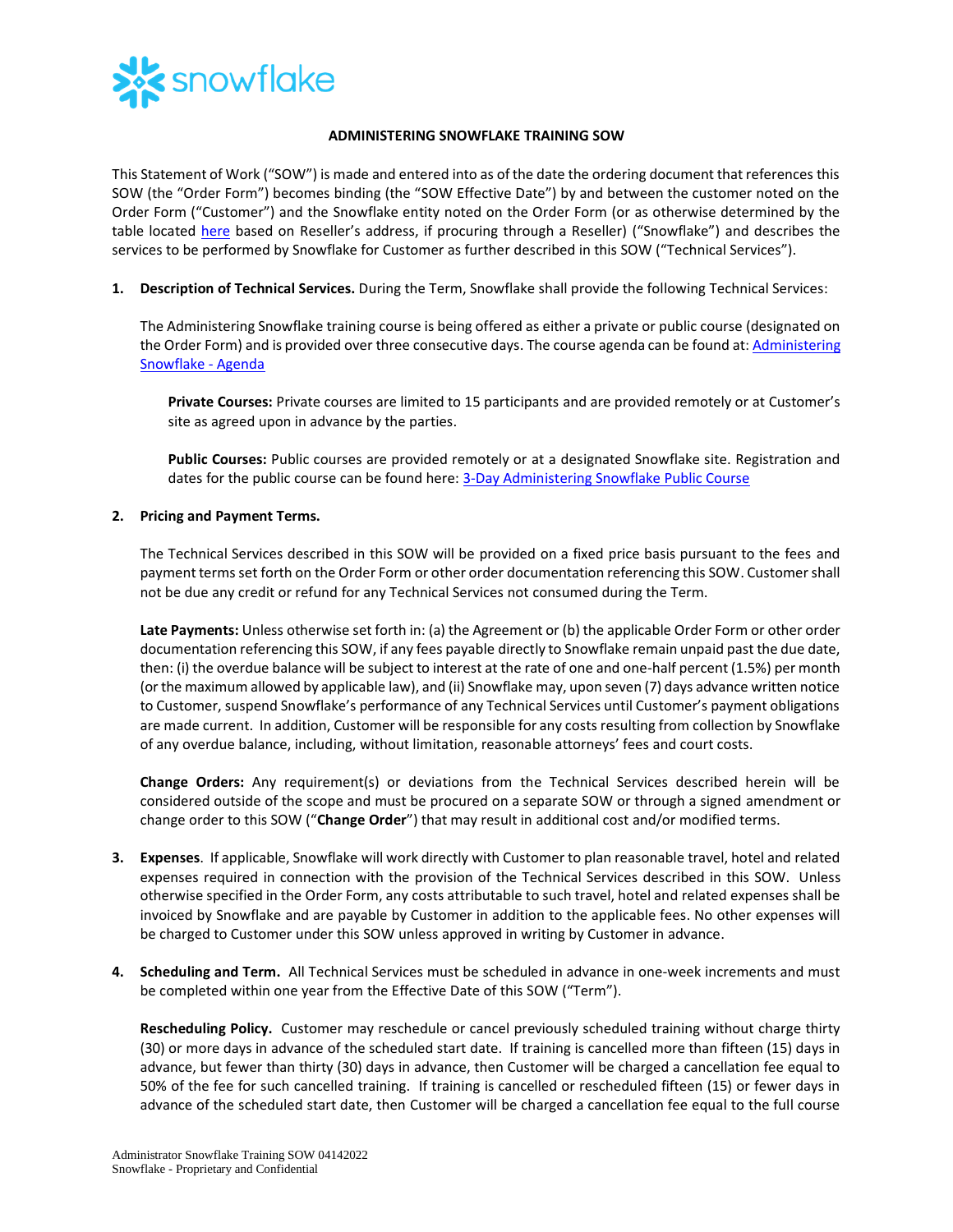# ADMINISTERING SNOWFLAKE TRAINING SOW

This Statement of Work ("SOW") is made and entered into as of the date the ordering document that references this SOW (the "Order Form") becomes binding (the "SOW Effective Date") by and between the customer noted on the Order Form ("Customer") and the Snowflake entity noted on the Order Form (or as otherwise determined by the table located here based on Reseller's address, if procuring through a Reseller) ("Snowflake") and describes the services to be performed by Snowflake for Customer as further described in this SOW ("Technical Services").

1. **Description of Technical Services.** During the Term, Snowflake shall provide the following Technical Services:

   The Administering Snowflake training course is being offered as either a private or public course (designated on the Order Form) and is provided over three consecutive days. The course agenda can be found at: Administering Snowflake - Agenda

   **Private Courses:** Private courses are limited to 15 participants and are provided remotely or at Customer's site as agreed upon in advance by the parties.

   **Public Courses:** Public courses are provided remotely or at a designated Snowflake site. Registration and dates for the public course can be found here: 3-Day Administering Snowflake Public Course

2. **Pricing and Payment Terms.**

   The Technical Services described in this SOW will be provided on a fixed price basis pursuant to the fees and payment terms set forth on the Order Form or other order documentation referencing this SOW. Customer shall not be due any credit or refund for any Technical Services not consumed during the Term.

   **Late Payments:** Unless otherwise set forth in: (a) the Agreement or (b) the applicable Order Form or other order documentation referencing this SOW, if any fees payable directly to Snowflake remain unpaid past the due date, then: (i) the overdue balance will be subject to interest at the rate of one and one-half percent (1.5%) per month (or the maximum allowed by applicable law), and (ii) Snowflake may, upon seven (7) days advance written notice to Customer, suspend Snowflake's performance of any Technical Services until Customer's payment obligations are made current. In addition, Customer will be responsible for any costs resulting from collection by Snowflake of any overdue balance, including, without limitation, reasonable attorneys' fees and court costs.

   **Change Orders:** Any requirement(s) or deviations from the Technical Services described herein will be considered outside of the scope and must be procured on a separate SOW or through a signed amendment or change order to this SOW ("**Change Order**") that may result in additional cost and/or modified terms.

3. **Expenses**. If applicable, Snowflake will work directly with Customer to plan reasonable travel, hotel and related expenses required in connection with the provision of the Technical Services described in this SOW. Unless otherwise specified in the Order Form, any costs attributable to such travel, hotel and related expenses shall be invoiced by Snowflake and are payable by Customer in addition to the applicable fees. No other expenses will be charged to Customer under this SOW unless approved in writing by Customer in advance.

4. **Scheduling and Term.** All Technical Services must be scheduled in advance in one-week increments and must be completed within one year from the Effective Date of this SOW ("Term").

   **Rescheduling Policy.** Customer may reschedule or cancel previously scheduled training without charge thirty (30) or more days in advance of the scheduled start date. If training is cancelled more than fifteen (15) days in advance, but fewer than thirty (30) days in advance, then Customer will be charged a cancellation fee equal to 50% of the fee for such cancelled training. If training is cancelled or rescheduled fifteen (15) or fewer days in advance of the scheduled start date, then Customer will be charged a cancellation fee equal to the full course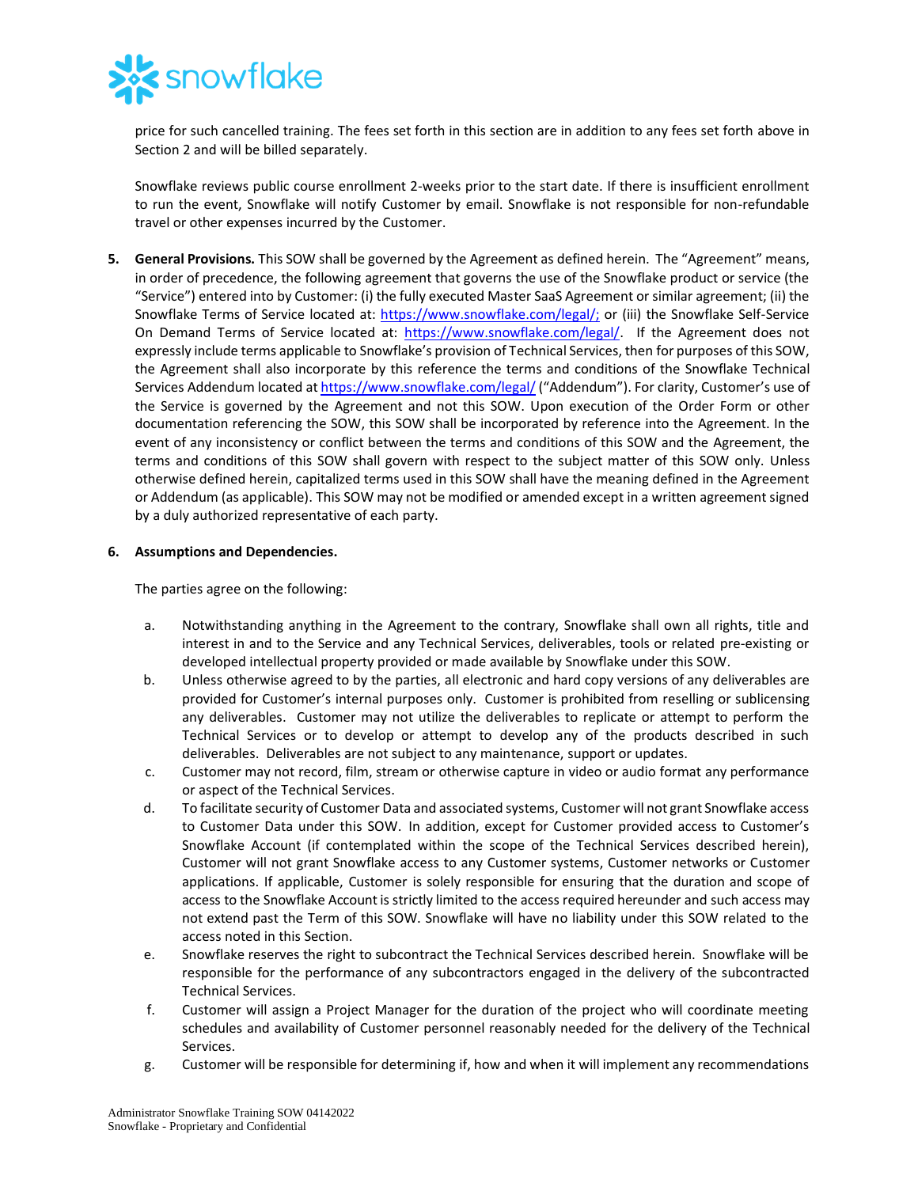price for such cancelled training. The fees set forth in this section are in addition to any fees set forth above in Section 2 and will be billed separately.

Snowflake reviews public course enrollment 2-weeks prior to the start date. If there is insufficient enrollment to run the event, Snowflake will notify Customer by email. Snowflake is not responsible for non-refundable travel or other expenses incurred by the Customer.

5. **General Provisions.** This SOW shall be governed by the Agreement as defined herein. The "Agreement" means, in order of precedence, the following agreement that governs the use of the Snowflake product or service (the "Service") entered into by Customer: (i) the fully executed Master SaaS Agreement or similar agreement; (ii) the Snowflake Terms of Service located at: https://www.snowflake.com/legal/; or (iii) the Snowflake Self-Service On Demand Terms of Service located at: https://www.snowflake.com/legal/. If the Agreement does not expressly include terms applicable to Snowflake's provision of Technical Services, then for purposes of this SOW, the Agreement shall also incorporate by this reference the terms and conditions of the Snowflake Technical Services Addendum located at https://www.snowflake.com/legal/ ("Addendum"). For clarity, Customer's use of the Service is governed by the Agreement and not this SOW. Upon execution of the Order Form or other documentation referencing the SOW, this SOW shall be incorporated by reference into the Agreement. In the event of any inconsistency or conflict between the terms and conditions of this SOW and the Agreement, the terms and conditions of this SOW shall govern with respect to the subject matter of this SOW only. Unless otherwise defined herein, capitalized terms used in this SOW shall have the meaning defined in the Agreement or Addendum (as applicable). This SOW may not be modified or amended except in a written agreement signed by a duly authorized representative of each party.

6. **Assumptions and Dependencies.**

   The parties agree on the following:

   a. Notwithstanding anything in the Agreement to the contrary, Snowflake shall own all rights, title and interest in and to the Service and any Technical Services, deliverables, tools or related pre-existing or developed intellectual property provided or made available by Snowflake under this SOW.
   b. Unless otherwise agreed to by the parties, all electronic and hard copy versions of any deliverables are provided for Customer's internal purposes only. Customer is prohibited from reselling or sublicensing any deliverables. Customer may not utilize the deliverables to replicate or attempt to perform the Technical Services or to develop or attempt to develop any of the products described in such deliverables. Deliverables are not subject to any maintenance, support or updates.
   c. Customer may not record, film, stream or otherwise capture in video or audio format any performance or aspect of the Technical Services.
   d. To facilitate security of Customer Data and associated systems, Customer will not grant Snowflake access to Customer Data under this SOW. In addition, except for Customer provided access to Customer's Snowflake Account (if contemplated within the scope of the Technical Services described herein), Customer will not grant Snowflake access to any Customer systems, Customer networks or Customer applications. If applicable, Customer is solely responsible for ensuring that the duration and scope of access to the Snowflake Account is strictly limited to the access required hereunder and such access may not extend past the Term of this SOW. Snowflake will have no liability under this SOW related to the access noted in this Section.
   e. Snowflake reserves the right to subcontract the Technical Services described herein. Snowflake will be responsible for the performance of any subcontractors engaged in the delivery of the subcontracted Technical Services.
   f. Customer will assign a Project Manager for the duration of the project who will coordinate meeting schedules and availability of Customer personnel reasonably needed for the delivery of the Technical Services.
   g. Customer will be responsible for determining if, how and when it will implement any recommendations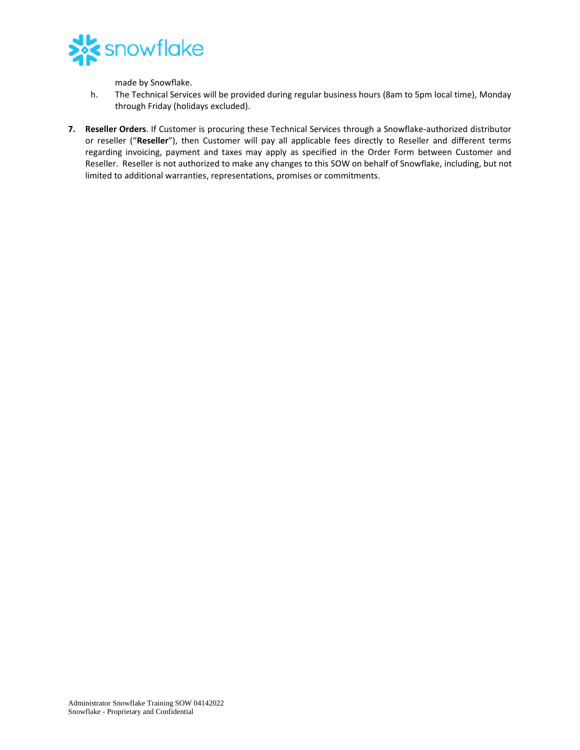made by Snowflake.

h. The Technical Services will be provided during regular business hours (8am to 5pm local time), Monday through Friday (holidays excluded).

7. **Reseller Orders**. If Customer is procuring these Technical Services through a Snowflake-authorized distributor or reseller ("**Reseller**"), then Customer will pay all applicable fees directly to Reseller and different terms regarding invoicing, payment and taxes may apply as specified in the Order Form between Customer and Reseller. Reseller is not authorized to make any changes to this SOW on behalf of Snowflake, including, but not limited to additional warranties, representations, promises or commitments.